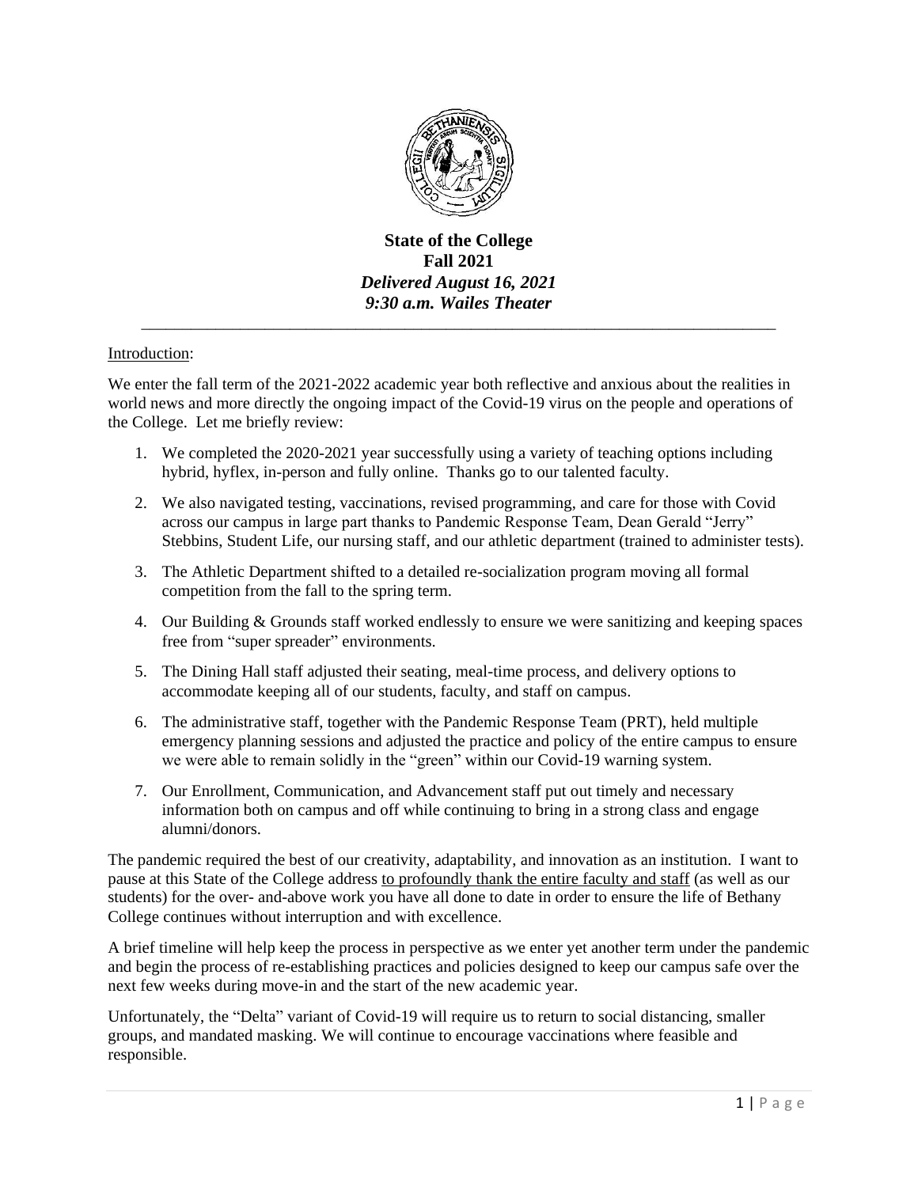# State of the College

## Fall 2021

***Delivered August 16, 2021***

***9:30 a.m. Wailes Theater***

---

Introduction:

We enter the fall term of the 2021-2022 academic year both reflective and anxious about the realities in world news and more directly the ongoing impact of the Covid-19 virus on the people and operations of the College. Let me briefly review:

1. We completed the 2020-2021 year successfully using a variety of teaching options including hybrid, hyflex, in-person and fully online. Thanks go to our talented faculty.
2. We also navigated testing, vaccinations, revised programming, and care for those with Covid across our campus in large part thanks to Pandemic Response Team, Dean Gerald "Jerry" Stebbins, Student Life, our nursing staff, and our athletic department (trained to administer tests).
3. The Athletic Department shifted to a detailed re-socialization program moving all formal competition from the fall to the spring term.
4. Our Building & Grounds staff worked endlessly to ensure we were sanitizing and keeping spaces free from "super spreader" environments.
5. The Dining Hall staff adjusted their seating, meal-time process, and delivery options to accommodate keeping all of our students, faculty, and staff on campus.
6. The administrative staff, together with the Pandemic Response Team (PRT), held multiple emergency planning sessions and adjusted the practice and policy of the entire campus to ensure we were able to remain solidly in the "green" within our Covid-19 warning system.
7. Our Enrollment, Communication, and Advancement staff put out timely and necessary information both on campus and off while continuing to bring in a strong class and engage alumni/donors.

The pandemic required the best of our creativity, adaptability, and innovation as an institution. I want to pause at this State of the College address to profoundly thank the entire faculty and staff (as well as our students) for the over- and-above work you have all done to date in order to ensure the life of Bethany College continues without interruption and with excellence.

A brief timeline will help keep the process in perspective as we enter yet another term under the pandemic and begin the process of re-establishing practices and policies designed to keep our campus safe over the next few weeks during move-in and the start of the new academic year.

Unfortunately, the "Delta" variant of Covid-19 will require us to return to social distancing, smaller groups, and mandated masking. We will continue to encourage vaccinations where feasible and responsible.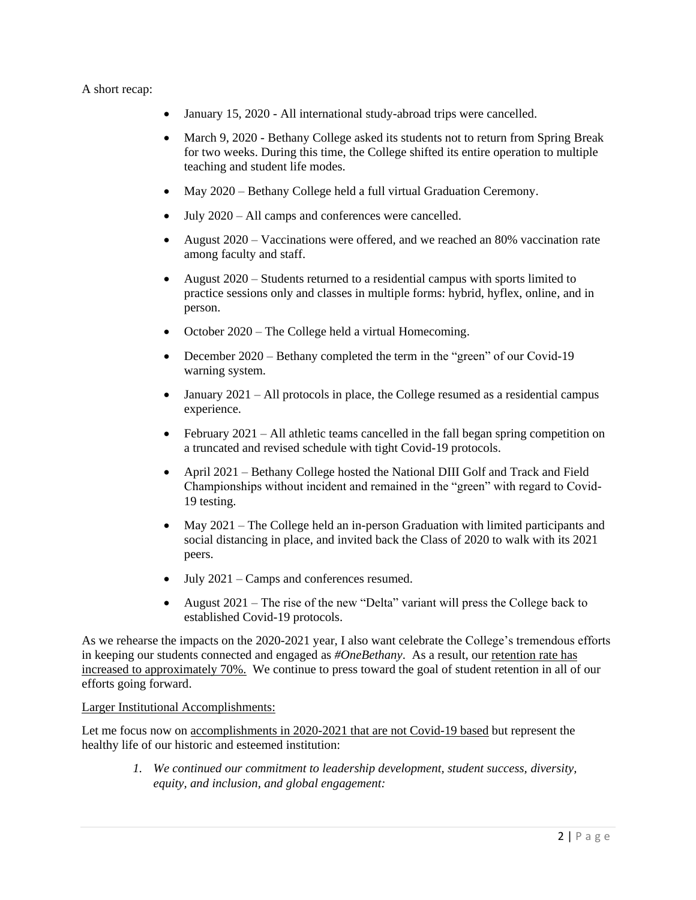A short recap:

- January 15, 2020 - All international study-abroad trips were cancelled.
- March 9, 2020 - Bethany College asked its students not to return from Spring Break for two weeks. During this time, the College shifted its entire operation to multiple teaching and student life modes.
- May 2020 – Bethany College held a full virtual Graduation Ceremony.
- July 2020 – All camps and conferences were cancelled.
- August 2020 – Vaccinations were offered, and we reached an 80% vaccination rate among faculty and staff.
- August 2020 – Students returned to a residential campus with sports limited to practice sessions only and classes in multiple forms: hybrid, hyflex, online, and in person.
- October 2020 – The College held a virtual Homecoming.
- December 2020 – Bethany completed the term in the "green" of our Covid-19 warning system.
- January 2021 – All protocols in place, the College resumed as a residential campus experience.
- February 2021 – All athletic teams cancelled in the fall began spring competition on a truncated and revised schedule with tight Covid-19 protocols.
- April 2021 – Bethany College hosted the National DIII Golf and Track and Field Championships without incident and remained in the "green" with regard to Covid-19 testing.
- May 2021 – The College held an in-person Graduation with limited participants and social distancing in place, and invited back the Class of 2020 to walk with its 2021 peers.
- July 2021 – Camps and conferences resumed.
- August 2021 – The rise of the new "Delta" variant will press the College back to established Covid-19 protocols.

As we rehearse the impacts on the 2020-2021 year, I also want celebrate the College's tremendous efforts in keeping our students connected and engaged as *#OneBethany*. As a result, our <u>retention rate has increased to approximately 70%.</u> We continue to press toward the goal of student retention in all of our efforts going forward.

<u>Larger Institutional Accomplishments:</u>

Let me focus now on <u>accomplishments in 2020-2021 that are not Covid-19 based</u> but represent the healthy life of our historic and esteemed institution:

1. *We continued our commitment to leadership development, student success, diversity, equity, and inclusion, and global engagement:*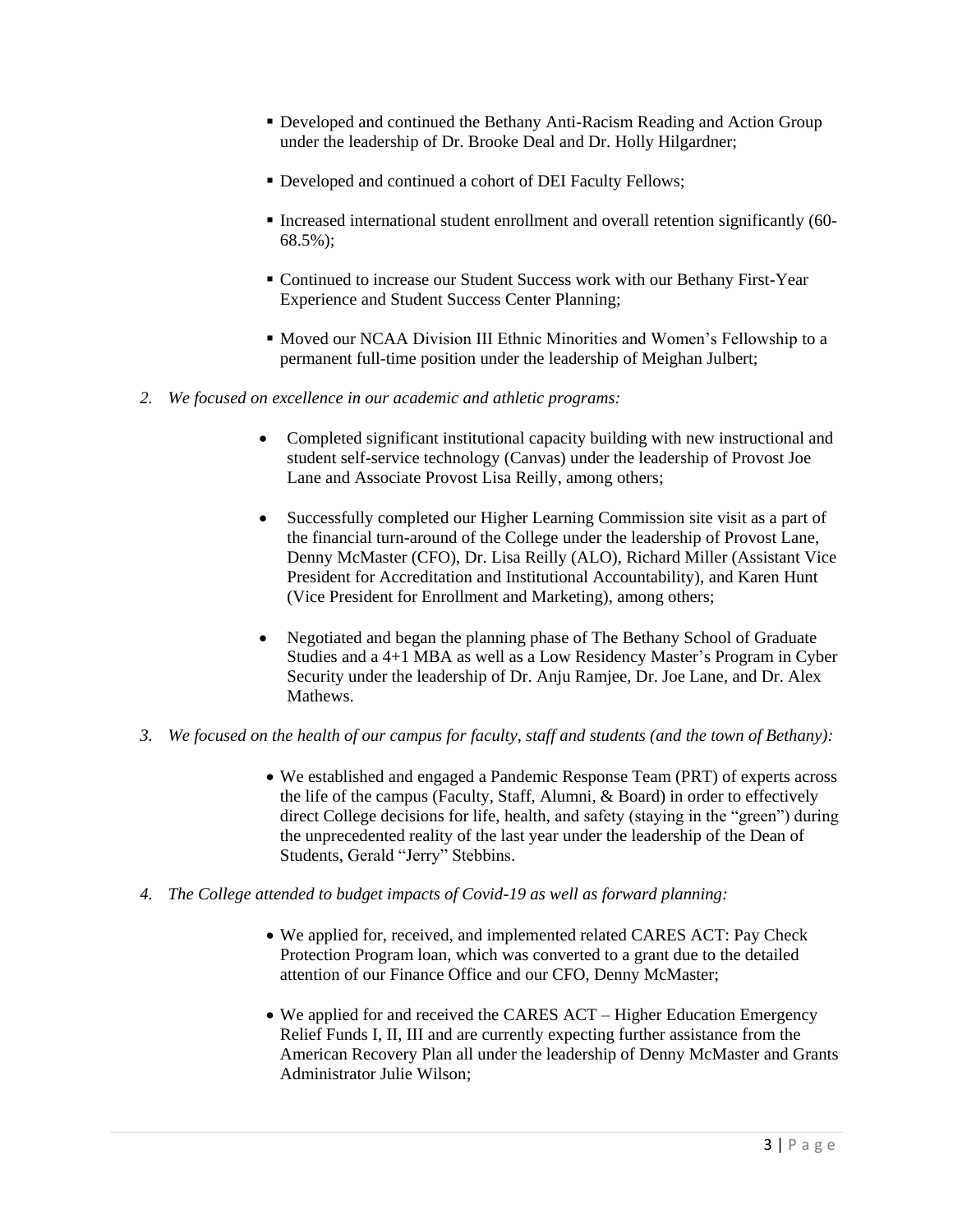- Developed and continued the Bethany Anti-Racism Reading and Action Group under the leadership of Dr. Brooke Deal and Dr. Holly Hilgardner;

- Developed and continued a cohort of DEI Faculty Fellows;

- Increased international student enrollment and overall retention significantly (60-68.5%);

- Continued to increase our Student Success work with our Bethany First-Year Experience and Student Success Center Planning;

- Moved our NCAA Division III Ethnic Minorities and Women's Fellowship to a permanent full-time position under the leadership of Meighan Julbert;

2. *We focused on excellence in our academic and athletic programs:*

   - Completed significant institutional capacity building with new instructional and student self-service technology (Canvas) under the leadership of Provost Joe Lane and Associate Provost Lisa Reilly, among others;

   - Successfully completed our Higher Learning Commission site visit as a part of the financial turn-around of the College under the leadership of Provost Lane, Denny McMaster (CFO), Dr. Lisa Reilly (ALO), Richard Miller (Assistant Vice President for Accreditation and Institutional Accountability), and Karen Hunt (Vice President for Enrollment and Marketing), among others;

   - Negotiated and began the planning phase of The Bethany School of Graduate Studies and a 4+1 MBA as well as a Low Residency Master's Program in Cyber Security under the leadership of Dr. Anju Ramjee, Dr. Joe Lane, and Dr. Alex Mathews.

3. *We focused on the health of our campus for faculty, staff and students (and the town of Bethany):*

   - We established and engaged a Pandemic Response Team (PRT) of experts across the life of the campus (Faculty, Staff, Alumni, & Board) in order to effectively direct College decisions for life, health, and safety (staying in the "green") during the unprecedented reality of the last year under the leadership of the Dean of Students, Gerald "Jerry" Stebbins.

4. *The College attended to budget impacts of Covid-19 as well as forward planning:*

   - We applied for, received, and implemented related CARES ACT: Pay Check Protection Program loan, which was converted to a grant due to the detailed attention of our Finance Office and our CFO, Denny McMaster;

   - We applied for and received the CARES ACT – Higher Education Emergency Relief Funds I, II, III and are currently expecting further assistance from the American Recovery Plan all under the leadership of Denny McMaster and Grants Administrator Julie Wilson;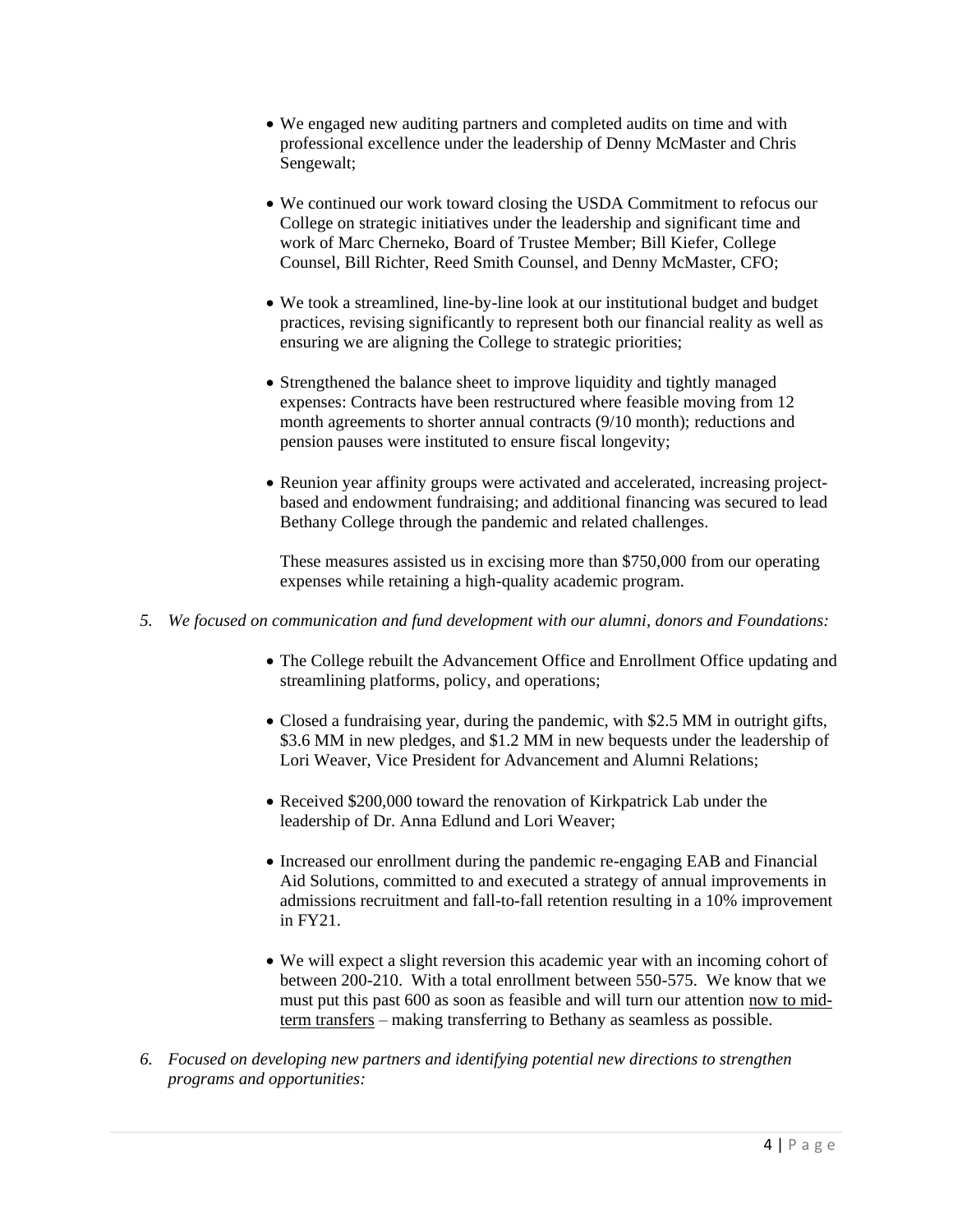- We engaged new auditing partners and completed audits on time and with professional excellence under the leadership of Denny McMaster and Chris Sengewalt;

- We continued our work toward closing the USDA Commitment to refocus our College on strategic initiatives under the leadership and significant time and work of Marc Cherneko, Board of Trustee Member; Bill Kiefer, College Counsel, Bill Richter, Reed Smith Counsel, and Denny McMaster, CFO;

- We took a streamlined, line-by-line look at our institutional budget and budget practices, revising significantly to represent both our financial reality as well as ensuring we are aligning the College to strategic priorities;

- Strengthened the balance sheet to improve liquidity and tightly managed expenses: Contracts have been restructured where feasible moving from 12 month agreements to shorter annual contracts (9/10 month); reductions and pension pauses were instituted to ensure fiscal longevity;

- Reunion year affinity groups were activated and accelerated, increasing project-based and endowment fundraising; and additional financing was secured to lead Bethany College through the pandemic and related challenges.

  These measures assisted us in excising more than $750,000 from our operating expenses while retaining a high-quality academic program.

5. *We focused on communication and fund development with our alumni, donors and Foundations:*

   - The College rebuilt the Advancement Office and Enrollment Office updating and streamlining platforms, policy, and operations;

   - Closed a fundraising year, during the pandemic, with $2.5 MM in outright gifts, $3.6 MM in new pledges, and $1.2 MM in new bequests under the leadership of Lori Weaver, Vice President for Advancement and Alumni Relations;

   - Received $200,000 toward the renovation of Kirkpatrick Lab under the leadership of Dr. Anna Edlund and Lori Weaver;

   - Increased our enrollment during the pandemic re-engaging EAB and Financial Aid Solutions, committed to and executed a strategy of annual improvements in admissions recruitment and fall-to-fall retention resulting in a 10% improvement in FY21.

   - We will expect a slight reversion this academic year with an incoming cohort of between 200-210. With a total enrollment between 550-575. We know that we must put this past 600 as soon as feasible and will turn our attention <u>now to mid-term transfers</u> – making transferring to Bethany as seamless as possible.

6. *Focused on developing new partners and identifying potential new directions to strengthen programs and opportunities:*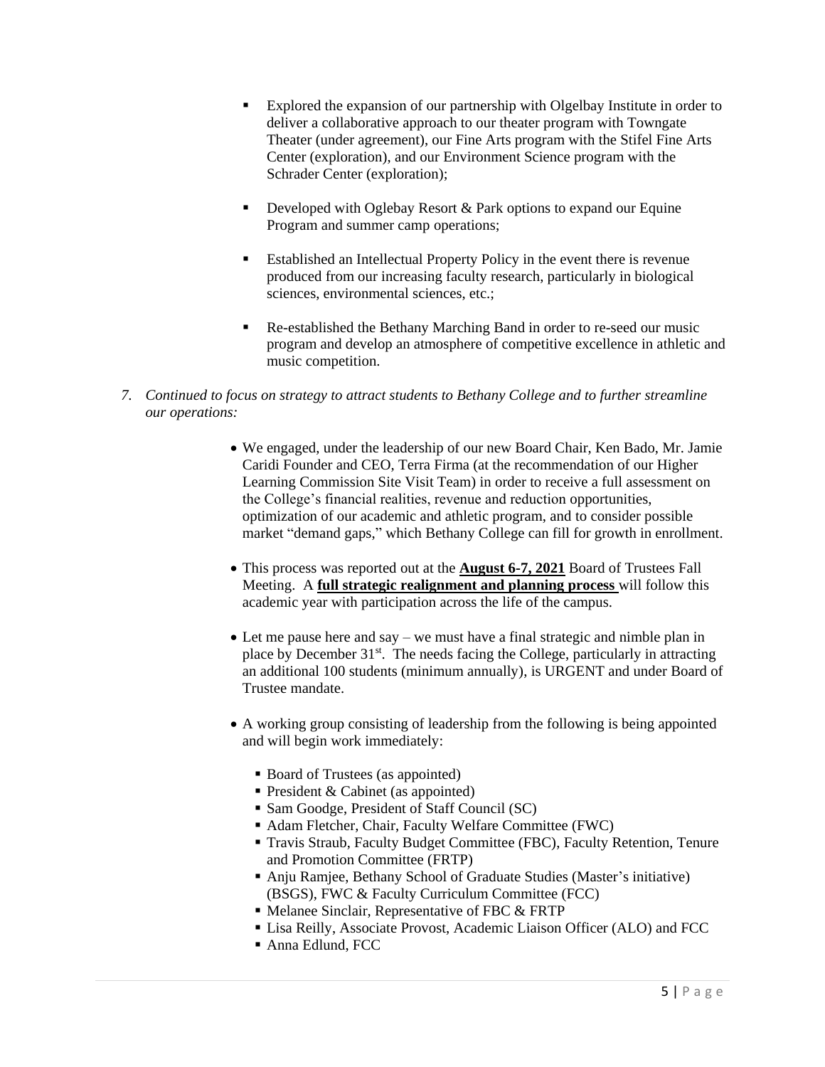- Explored the expansion of our partnership with Olgelbay Institute in order to deliver a collaborative approach to our theater program with Towngate Theater (under agreement), our Fine Arts program with the Stifel Fine Arts Center (exploration), and our Environment Science program with the Schrader Center (exploration);

- Developed with Oglebay Resort & Park options to expand our Equine Program and summer camp operations;

- Established an Intellectual Property Policy in the event there is revenue produced from our increasing faculty research, particularly in biological sciences, environmental sciences, etc.;

- Re-established the Bethany Marching Band in order to re-seed our music program and develop an atmosphere of competitive excellence in athletic and music competition.

7. *Continued to focus on strategy to attract students to Bethany College and to further streamline our operations:*

   - We engaged, under the leadership of our new Board Chair, Ken Bado, Mr. Jamie Caridi Founder and CEO, Terra Firma (at the recommendation of our Higher Learning Commission Site Visit Team) in order to receive a full assessment on the College's financial realities, revenue and reduction opportunities, optimization of our academic and athletic program, and to consider possible market "demand gaps," which Bethany College can fill for growth in enrollment.

   - This process was reported out at the **August 6-7, 2021** Board of Trustees Fall Meeting. A **full strategic realignment and planning process** will follow this academic year with participation across the life of the campus.

   - Let me pause here and say – we must have a final strategic and nimble plan in place by December 31st. The needs facing the College, particularly in attracting an additional 100 students (minimum annually), is URGENT and under Board of Trustee mandate.

   - A working group consisting of leadership from the following is being appointed and will begin work immediately:

     - Board of Trustees (as appointed)
     - President & Cabinet (as appointed)
     - Sam Goodge, President of Staff Council (SC)
     - Adam Fletcher, Chair, Faculty Welfare Committee (FWC)
     - Travis Straub, Faculty Budget Committee (FBC), Faculty Retention, Tenure and Promotion Committee (FRTP)
     - Anju Ramjee, Bethany School of Graduate Studies (Master's initiative) (BSGS), FWC & Faculty Curriculum Committee (FCC)
     - Melanee Sinclair, Representative of FBC & FRTP
     - Lisa Reilly, Associate Provost, Academic Liaison Officer (ALO) and FCC
     - Anna Edlund, FCC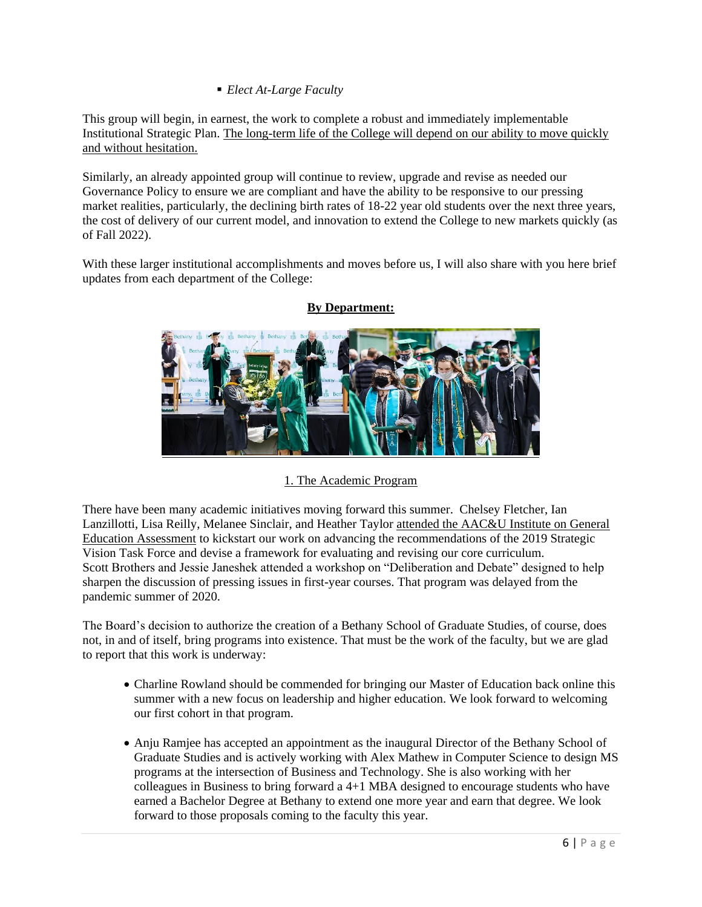- *Elect At-Large Faculty*

This group will begin, in earnest, the work to complete a robust and immediately implementable Institutional Strategic Plan. The long-term life of the College will depend on our ability to move quickly and without hesitation.

Similarly, an already appointed group will continue to review, upgrade and revise as needed our Governance Policy to ensure we are compliant and have the ability to be responsive to our pressing market realities, particularly, the declining birth rates of 18-22 year old students over the next three years, the cost of delivery of our current model, and innovation to extend the College to new markets quickly (as of Fall 2022).

With these larger institutional accomplishments and moves before us, I will also share with you here brief updates from each department of the College:

## By Department:

### 1. The Academic Program

There have been many academic initiatives moving forward this summer. Chelsey Fletcher, Ian Lanzillotti, Lisa Reilly, Melanee Sinclair, and Heather Taylor attended the AAC&U Institute on General Education Assessment to kickstart our work on advancing the recommendations of the 2019 Strategic Vision Task Force and devise a framework for evaluating and revising our core curriculum. Scott Brothers and Jessie Janeshek attended a workshop on "Deliberation and Debate" designed to help sharpen the discussion of pressing issues in first-year courses. That program was delayed from the pandemic summer of 2020.

The Board's decision to authorize the creation of a Bethany School of Graduate Studies, of course, does not, in and of itself, bring programs into existence. That must be the work of the faculty, but we are glad to report that this work is underway:

- Charline Rowland should be commended for bringing our Master of Education back online this summer with a new focus on leadership and higher education. We look forward to welcoming our first cohort in that program.
- Anju Ramjee has accepted an appointment as the inaugural Director of the Bethany School of Graduate Studies and is actively working with Alex Mathew in Computer Science to design MS programs at the intersection of Business and Technology. She is also working with her colleagues in Business to bring forward a 4+1 MBA designed to encourage students who have earned a Bachelor Degree at Bethany to extend one more year and earn that degree. We look forward to those proposals coming to the faculty this year.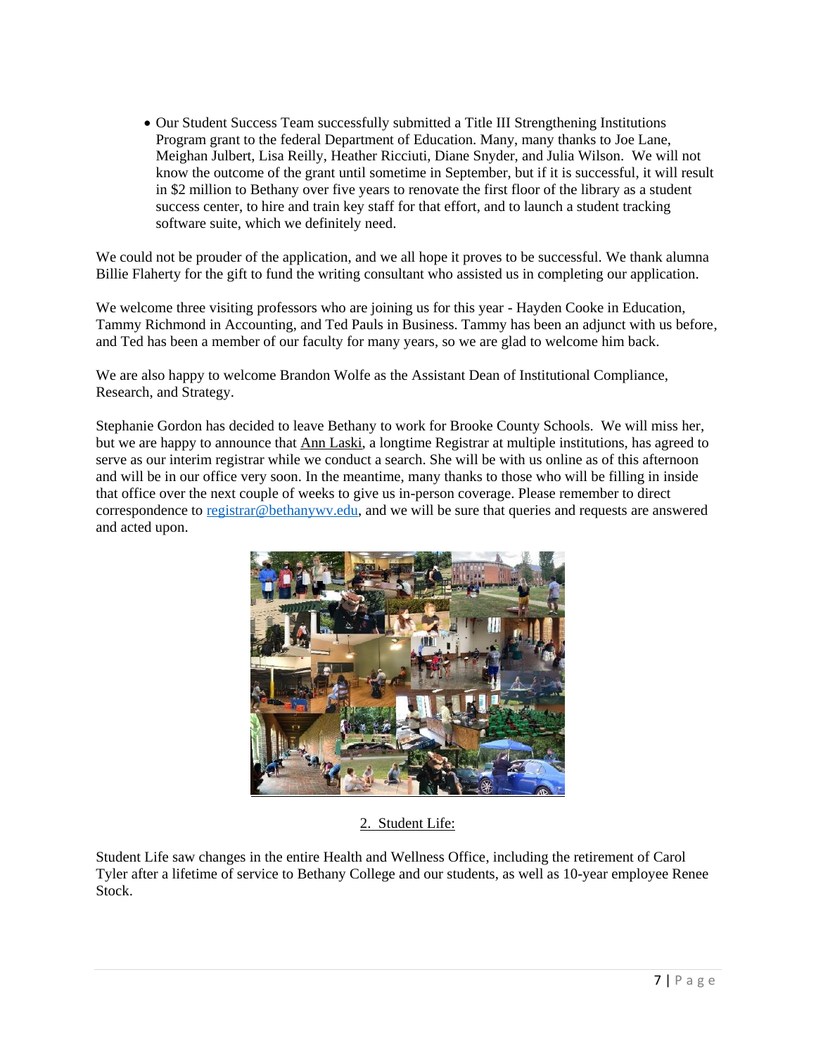- Our Student Success Team successfully submitted a Title III Strengthening Institutions Program grant to the federal Department of Education. Many, many thanks to Joe Lane, Meighan Julbert, Lisa Reilly, Heather Ricciuti, Diane Snyder, and Julia Wilson. We will not know the outcome of the grant until sometime in September, but if it is successful, it will result in $2 million to Bethany over five years to renovate the first floor of the library as a student success center, to hire and train key staff for that effort, and to launch a student tracking software suite, which we definitely need.

We could not be prouder of the application, and we all hope it proves to be successful. We thank alumna Billie Flaherty for the gift to fund the writing consultant who assisted us in completing our application.

We welcome three visiting professors who are joining us for this year - Hayden Cooke in Education, Tammy Richmond in Accounting, and Ted Pauls in Business. Tammy has been an adjunct with us before, and Ted has been a member of our faculty for many years, so we are glad to welcome him back.

We are also happy to welcome Brandon Wolfe as the Assistant Dean of Institutional Compliance, Research, and Strategy.

Stephanie Gordon has decided to leave Bethany to work for Brooke County Schools. We will miss her, but we are happy to announce that Ann Laski, a longtime Registrar at multiple institutions, has agreed to serve as our interim registrar while we conduct a search. She will be with us online as of this afternoon and will be in our office very soon. In the meantime, many thanks to those who will be filling in inside that office over the next couple of weeks to give us in-person coverage. Please remember to direct correspondence to registrar@bethanywv.edu, and we will be sure that queries and requests are answered and acted upon.

## 2. Student Life:

Student Life saw changes in the entire Health and Wellness Office, including the retirement of Carol Tyler after a lifetime of service to Bethany College and our students, as well as 10-year employee Renee Stock.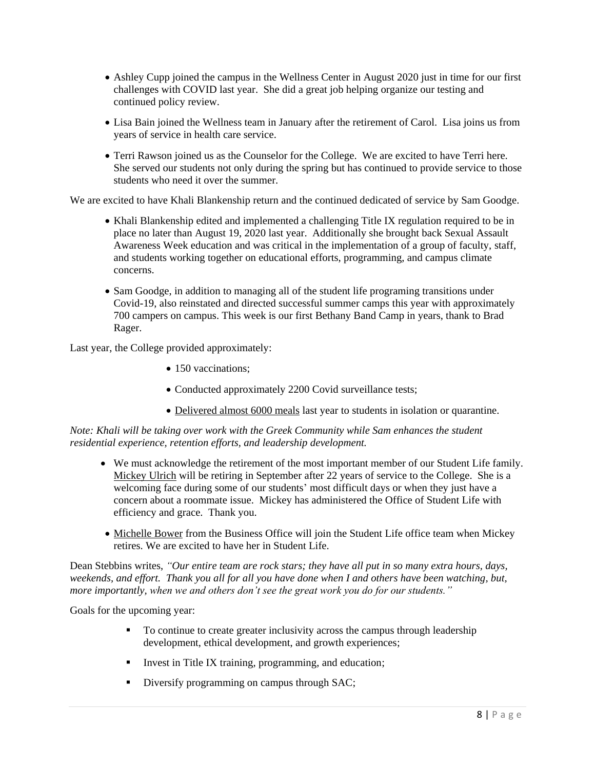- Ashley Cupp joined the campus in the Wellness Center in August 2020 just in time for our first challenges with COVID last year. She did a great job helping organize our testing and continued policy review.
- Lisa Bain joined the Wellness team in January after the retirement of Carol. Lisa joins us from years of service in health care service.
- Terri Rawson joined us as the Counselor for the College. We are excited to have Terri here. She served our students not only during the spring but has continued to provide service to those students who need it over the summer.

We are excited to have Khali Blankenship return and the continued dedicated of service by Sam Goodge.

- Khali Blankenship edited and implemented a challenging Title IX regulation required to be in place no later than August 19, 2020 last year. Additionally she brought back Sexual Assault Awareness Week education and was critical in the implementation of a group of faculty, staff, and students working together on educational efforts, programming, and campus climate concerns.
- Sam Goodge, in addition to managing all of the student life programing transitions under Covid-19, also reinstated and directed successful summer camps this year with approximately 700 campers on campus. This week is our first Bethany Band Camp in years, thank to Brad Rager.

Last year, the College provided approximately:

- 150 vaccinations;
- Conducted approximately 2200 Covid surveillance tests;
- Delivered almost 6000 meals last year to students in isolation or quarantine.

*Note: Khali will be taking over work with the Greek Community while Sam enhances the student residential experience, retention efforts, and leadership development.*

- We must acknowledge the retirement of the most important member of our Student Life family. Mickey Ulrich will be retiring in September after 22 years of service to the College. She is a welcoming face during some of our students' most difficult days or when they just have a concern about a roommate issue. Mickey has administered the Office of Student Life with efficiency and grace. Thank you.
- Michelle Bower from the Business Office will join the Student Life office team when Mickey retires. We are excited to have her in Student Life.

Dean Stebbins writes, *"Our entire team are rock stars; they have all put in so many extra hours, days, weekends, and effort. Thank you all for all you have done when I and others have been watching, but, more importantly, when we and others don't see the great work you do for our students."*

Goals for the upcoming year:

- To continue to create greater inclusivity across the campus through leadership development, ethical development, and growth experiences;
- Invest in Title IX training, programming, and education;
- Diversify programming on campus through SAC;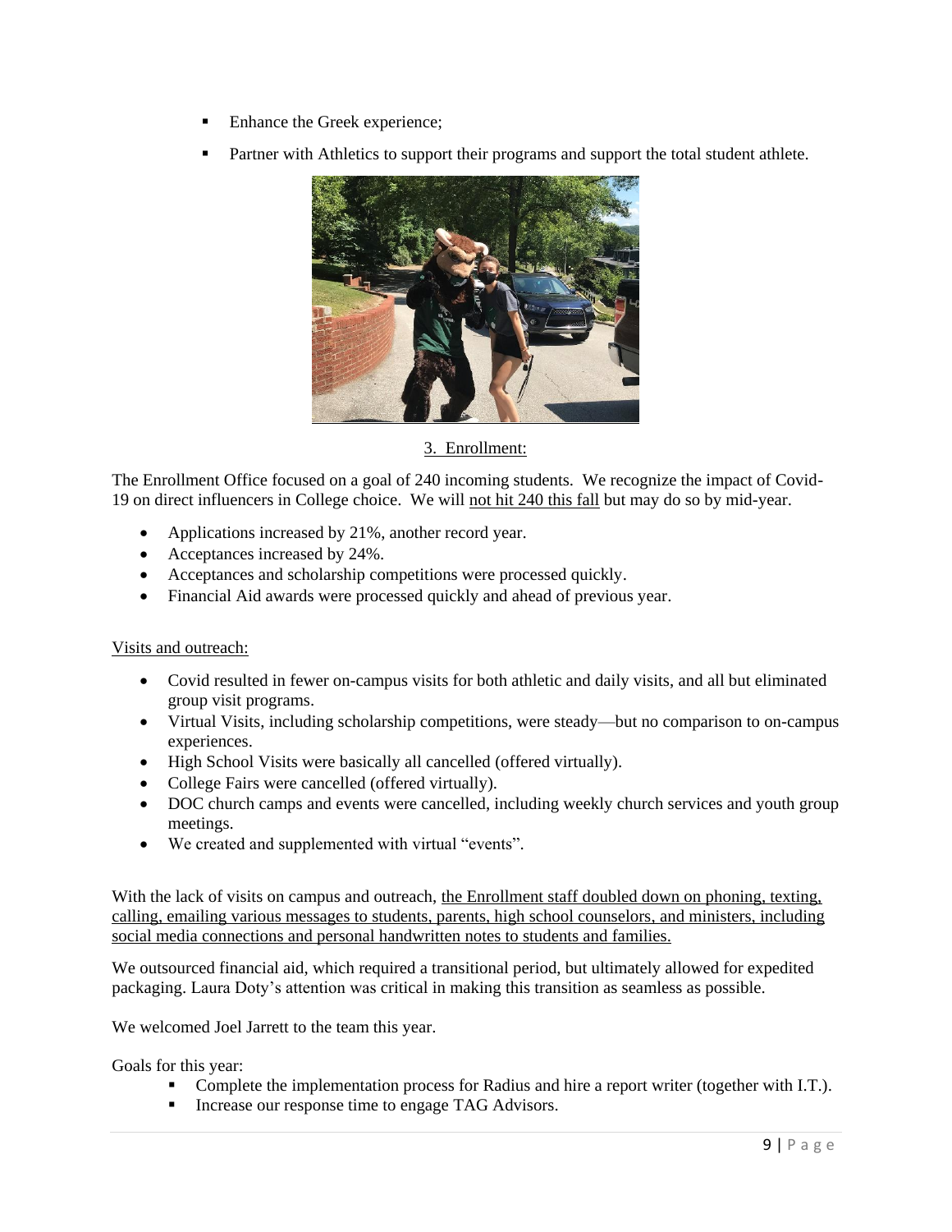- Enhance the Greek experience;
- Partner with Athletics to support their programs and support the total student athlete.

## 3. Enrollment:

The Enrollment Office focused on a goal of 240 incoming students. We recognize the impact of Covid-19 on direct influencers in College choice. We will not hit 240 this fall but may do so by mid-year.

- Applications increased by 21%, another record year.
- Acceptances increased by 24%.
- Acceptances and scholarship competitions were processed quickly.
- Financial Aid awards were processed quickly and ahead of previous year.

Visits and outreach:

- Covid resulted in fewer on-campus visits for both athletic and daily visits, and all but eliminated group visit programs.
- Virtual Visits, including scholarship competitions, were steady—but no comparison to on-campus experiences.
- High School Visits were basically all cancelled (offered virtually).
- College Fairs were cancelled (offered virtually).
- DOC church camps and events were cancelled, including weekly church services and youth group meetings.
- We created and supplemented with virtual "events".

With the lack of visits on campus and outreach, the Enrollment staff doubled down on phoning, texting, calling, emailing various messages to students, parents, high school counselors, and ministers, including social media connections and personal handwritten notes to students and families.

We outsourced financial aid, which required a transitional period, but ultimately allowed for expedited packaging. Laura Doty's attention was critical in making this transition as seamless as possible.

We welcomed Joel Jarrett to the team this year.

Goals for this year:

- Complete the implementation process for Radius and hire a report writer (together with I.T.).
- Increase our response time to engage TAG Advisors.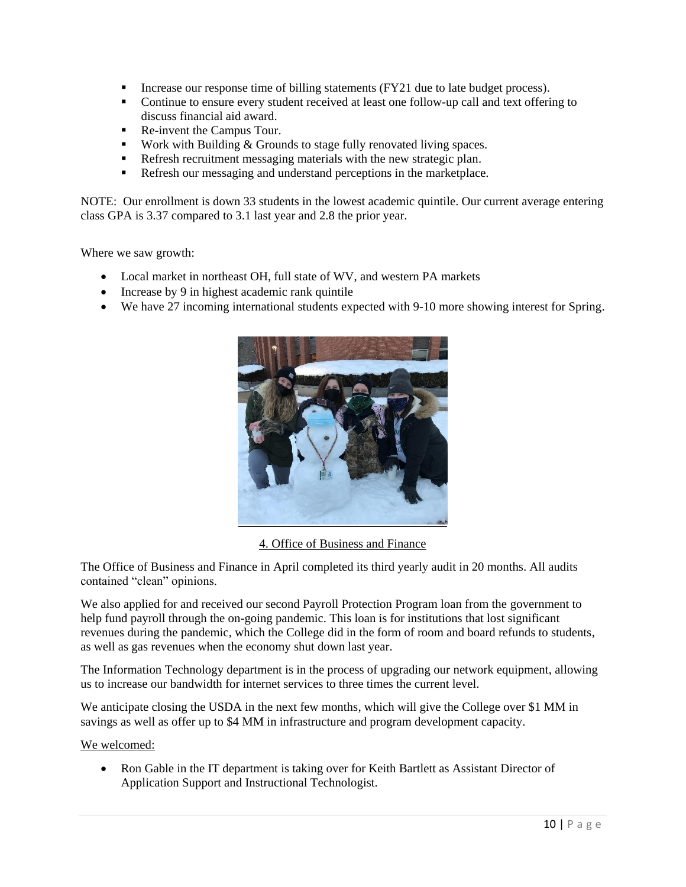- Increase our response time of billing statements (FY21 due to late budget process).
- Continue to ensure every student received at least one follow-up call and text offering to discuss financial aid award.
- Re-invent the Campus Tour.
- Work with Building & Grounds to stage fully renovated living spaces.
- Refresh recruitment messaging materials with the new strategic plan.
- Refresh our messaging and understand perceptions in the marketplace.

NOTE: Our enrollment is down 33 students in the lowest academic quintile. Our current average entering class GPA is 3.37 compared to 3.1 last year and 2.8 the prior year.

Where we saw growth:

- Local market in northeast OH, full state of WV, and western PA markets
- Increase by 9 in highest academic rank quintile
- We have 27 incoming international students expected with 9-10 more showing interest for Spring.

## 4. Office of Business and Finance

The Office of Business and Finance in April completed its third yearly audit in 20 months. All audits contained "clean" opinions.

We also applied for and received our second Payroll Protection Program loan from the government to help fund payroll through the on-going pandemic. This loan is for institutions that lost significant revenues during the pandemic, which the College did in the form of room and board refunds to students, as well as gas revenues when the economy shut down last year.

The Information Technology department is in the process of upgrading our network equipment, allowing us to increase our bandwidth for internet services to three times the current level.

We anticipate closing the USDA in the next few months, which will give the College over $1 MM in savings as well as offer up to $4 MM in infrastructure and program development capacity.

We welcomed:

- Ron Gable in the IT department is taking over for Keith Bartlett as Assistant Director of Application Support and Instructional Technologist.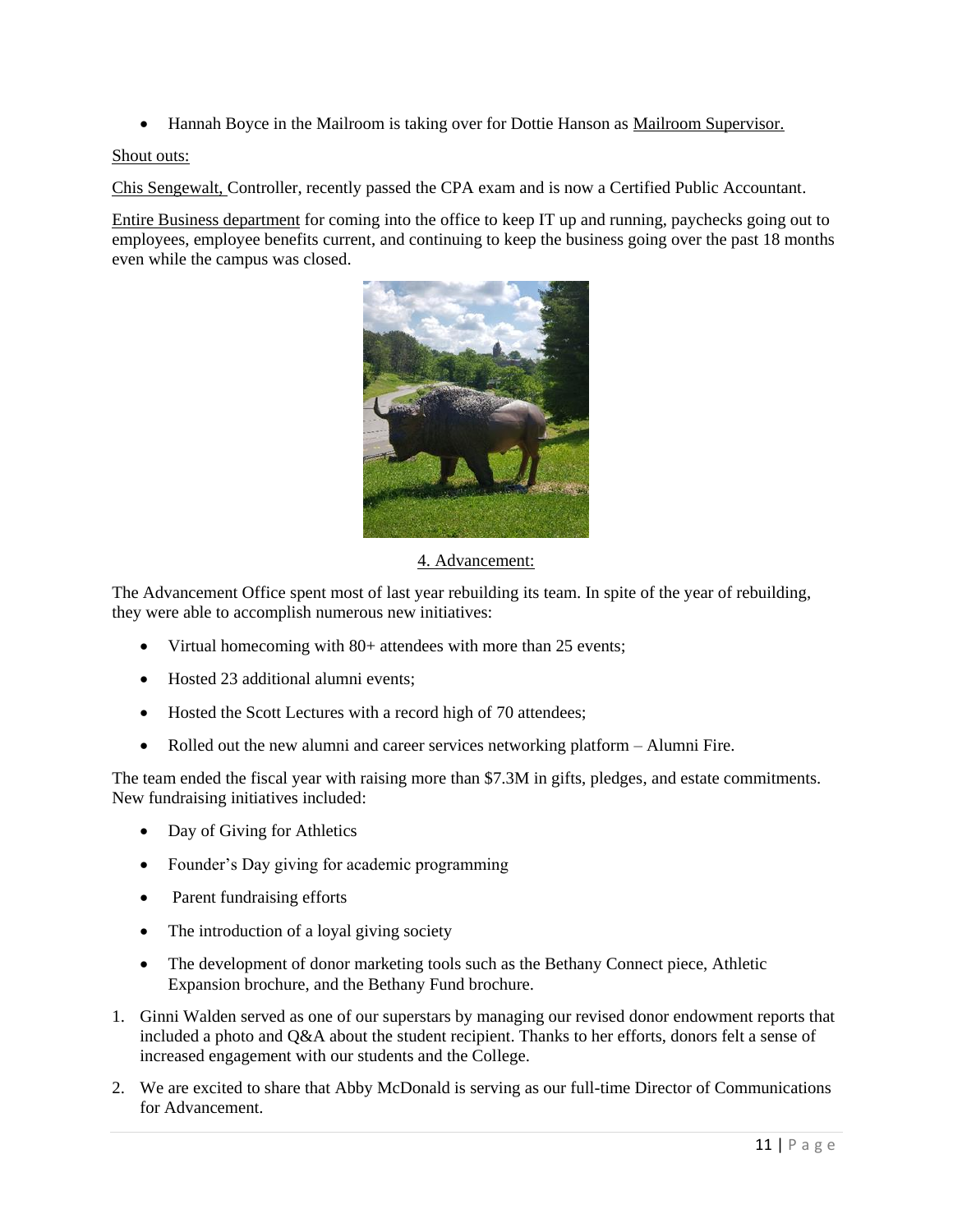- Hannah Boyce in the Mailroom is taking over for Dottie Hanson as Mailroom Supervisor.

Shout outs:

Chis Sengewalt, Controller, recently passed the CPA exam and is now a Certified Public Accountant.

Entire Business department for coming into the office to keep IT up and running, paychecks going out to employees, employee benefits current, and continuing to keep the business going over the past 18 months even while the campus was closed.

## 4. Advancement:

The Advancement Office spent most of last year rebuilding its team. In spite of the year of rebuilding, they were able to accomplish numerous new initiatives:

- Virtual homecoming with 80+ attendees with more than 25 events;
- Hosted 23 additional alumni events;
- Hosted the Scott Lectures with a record high of 70 attendees;
- Rolled out the new alumni and career services networking platform – Alumni Fire.

The team ended the fiscal year with raising more than $7.3M in gifts, pledges, and estate commitments. New fundraising initiatives included:

- Day of Giving for Athletics
- Founder's Day giving for academic programming
- Parent fundraising efforts
- The introduction of a loyal giving society
- The development of donor marketing tools such as the Bethany Connect piece, Athletic Expansion brochure, and the Bethany Fund brochure.

1. Ginni Walden served as one of our superstars by managing our revised donor endowment reports that included a photo and Q&A about the student recipient. Thanks to her efforts, donors felt a sense of increased engagement with our students and the College.
2. We are excited to share that Abby McDonald is serving as our full-time Director of Communications for Advancement.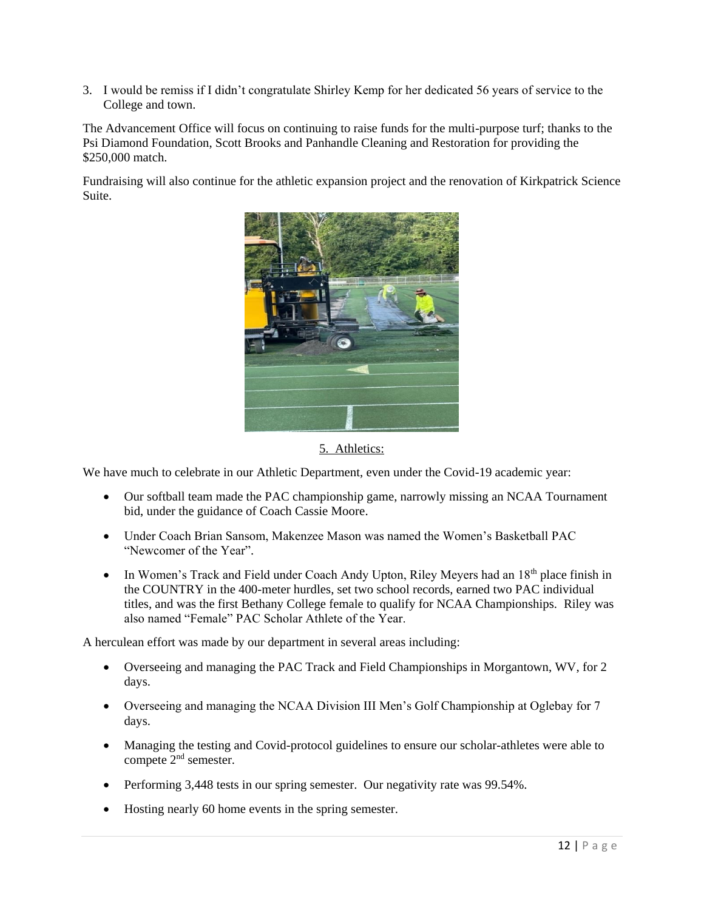3. I would be remiss if I didn't congratulate Shirley Kemp for her dedicated 56 years of service to the College and town.

The Advancement Office will focus on continuing to raise funds for the multi-purpose turf; thanks to the Psi Diamond Foundation, Scott Brooks and Panhandle Cleaning and Restoration for providing the $250,000 match.

Fundraising will also continue for the athletic expansion project and the renovation of Kirkpatrick Science Suite.

## 5. Athletics:

We have much to celebrate in our Athletic Department, even under the Covid-19 academic year:

- Our softball team made the PAC championship game, narrowly missing an NCAA Tournament bid, under the guidance of Coach Cassie Moore.
- Under Coach Brian Sansom, Makenzee Mason was named the Women's Basketball PAC "Newcomer of the Year".
- In Women's Track and Field under Coach Andy Upton, Riley Meyers had an 18th place finish in the COUNTRY in the 400-meter hurdles, set two school records, earned two PAC individual titles, and was the first Bethany College female to qualify for NCAA Championships. Riley was also named "Female" PAC Scholar Athlete of the Year.

A herculean effort was made by our department in several areas including:

- Overseeing and managing the PAC Track and Field Championships in Morgantown, WV, for 2 days.
- Overseeing and managing the NCAA Division III Men's Golf Championship at Oglebay for 7 days.
- Managing the testing and Covid-protocol guidelines to ensure our scholar-athletes were able to compete 2nd semester.
- Performing 3,448 tests in our spring semester. Our negativity rate was 99.54%.
- Hosting nearly 60 home events in the spring semester.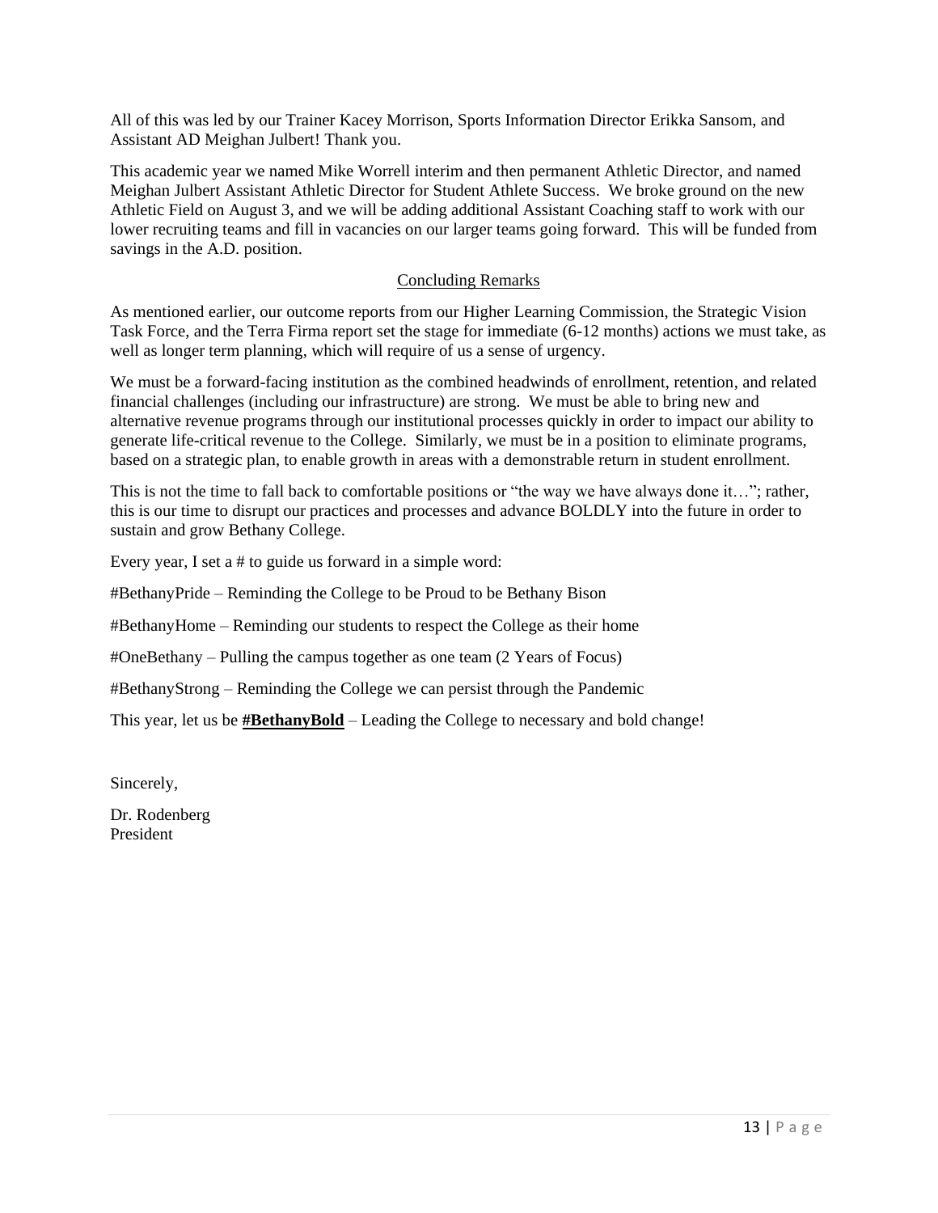All of this was led by our Trainer Kacey Morrison, Sports Information Director Erikka Sansom, and Assistant AD Meighan Julbert! Thank you.

This academic year we named Mike Worrell interim and then permanent Athletic Director, and named Meighan Julbert Assistant Athletic Director for Student Athlete Success. We broke ground on the new Athletic Field on August 3, and we will be adding additional Assistant Coaching staff to work with our lower recruiting teams and fill in vacancies on our larger teams going forward. This will be funded from savings in the A.D. position.

## Concluding Remarks

As mentioned earlier, our outcome reports from our Higher Learning Commission, the Strategic Vision Task Force, and the Terra Firma report set the stage for immediate (6-12 months) actions we must take, as well as longer term planning, which will require of us a sense of urgency.

We must be a forward-facing institution as the combined headwinds of enrollment, retention, and related financial challenges (including our infrastructure) are strong. We must be able to bring new and alternative revenue programs through our institutional processes quickly in order to impact our ability to generate life-critical revenue to the College. Similarly, we must be in a position to eliminate programs, based on a strategic plan, to enable growth in areas with a demonstrable return in student enrollment.

This is not the time to fall back to comfortable positions or "the way we have always done it…"; rather, this is our time to disrupt our practices and processes and advance BOLDLY into the future in order to sustain and grow Bethany College.

Every year, I set a # to guide us forward in a simple word:

#BethanyPride – Reminding the College to be Proud to be Bethany Bison

#BethanyHome – Reminding our students to respect the College as their home

#OneBethany – Pulling the campus together as one team (2 Years of Focus)

#BethanyStrong – Reminding the College we can persist through the Pandemic

This year, let us be **#BethanyBold** – Leading the College to necessary and bold change!

Sincerely,

Dr. Rodenberg
President